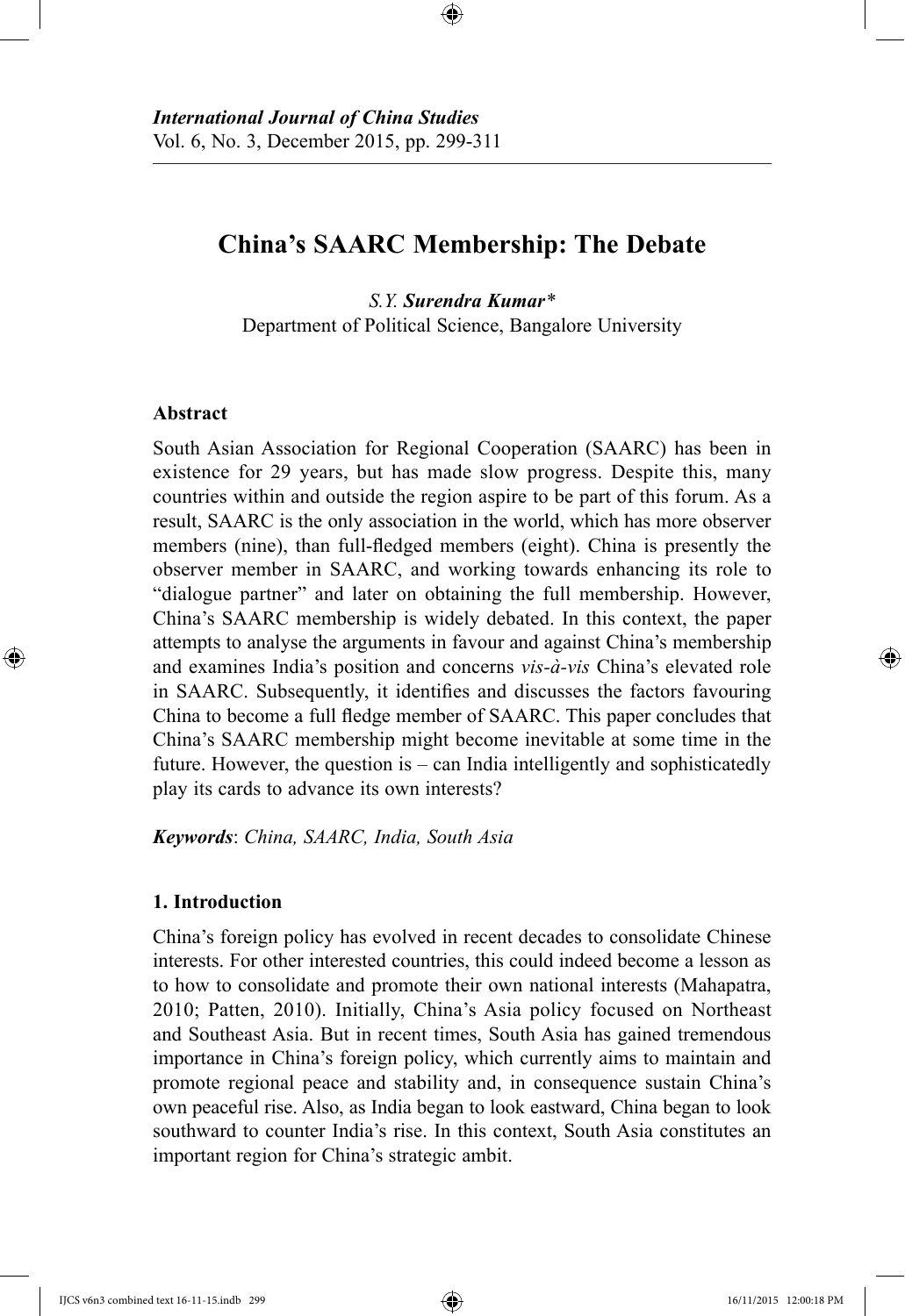# China's SAARC Membership: The Debate

*S.Y.* ***Surendra Kumar**** 
Department of Political Science, Bangalore University

## Abstract

South Asian Association for Regional Cooperation (SAARC) has been in existence for 29 years, but has made slow progress. Despite this, many countries within and outside the region aspire to be part of this forum. As a result, SAARC is the only association in the world, which has more observer members (nine), than full-fledged members (eight). China is presently the observer member in SAARC, and working towards enhancing its role to "dialogue partner" and later on obtaining the full membership. However, China's SAARC membership is widely debated. In this context, the paper attempts to analyse the arguments in favour and against China's membership and examines India's position and concerns *vis-à-vis* China's elevated role in SAARC. Subsequently, it identifies and discusses the factors favouring China to become a full fledge member of SAARC. This paper concludes that China's SAARC membership might become inevitable at some time in the future. However, the question is – can India intelligently and sophisticatedly play its cards to advance its own interests?

***Keywords***: *China, SAARC, India, South Asia*

## 1. Introduction

China's foreign policy has evolved in recent decades to consolidate Chinese interests. For other interested countries, this could indeed become a lesson as to how to consolidate and promote their own national interests (Mahapatra, 2010; Patten, 2010). Initially, China's Asia policy focused on Northeast and Southeast Asia. But in recent times, South Asia has gained tremendous importance in China's foreign policy, which currently aims to maintain and promote regional peace and stability and, in consequence sustain China's own peaceful rise. Also, as India began to look eastward, China began to look southward to counter India's rise. In this context, South Asia constitutes an important region for China's strategic ambit.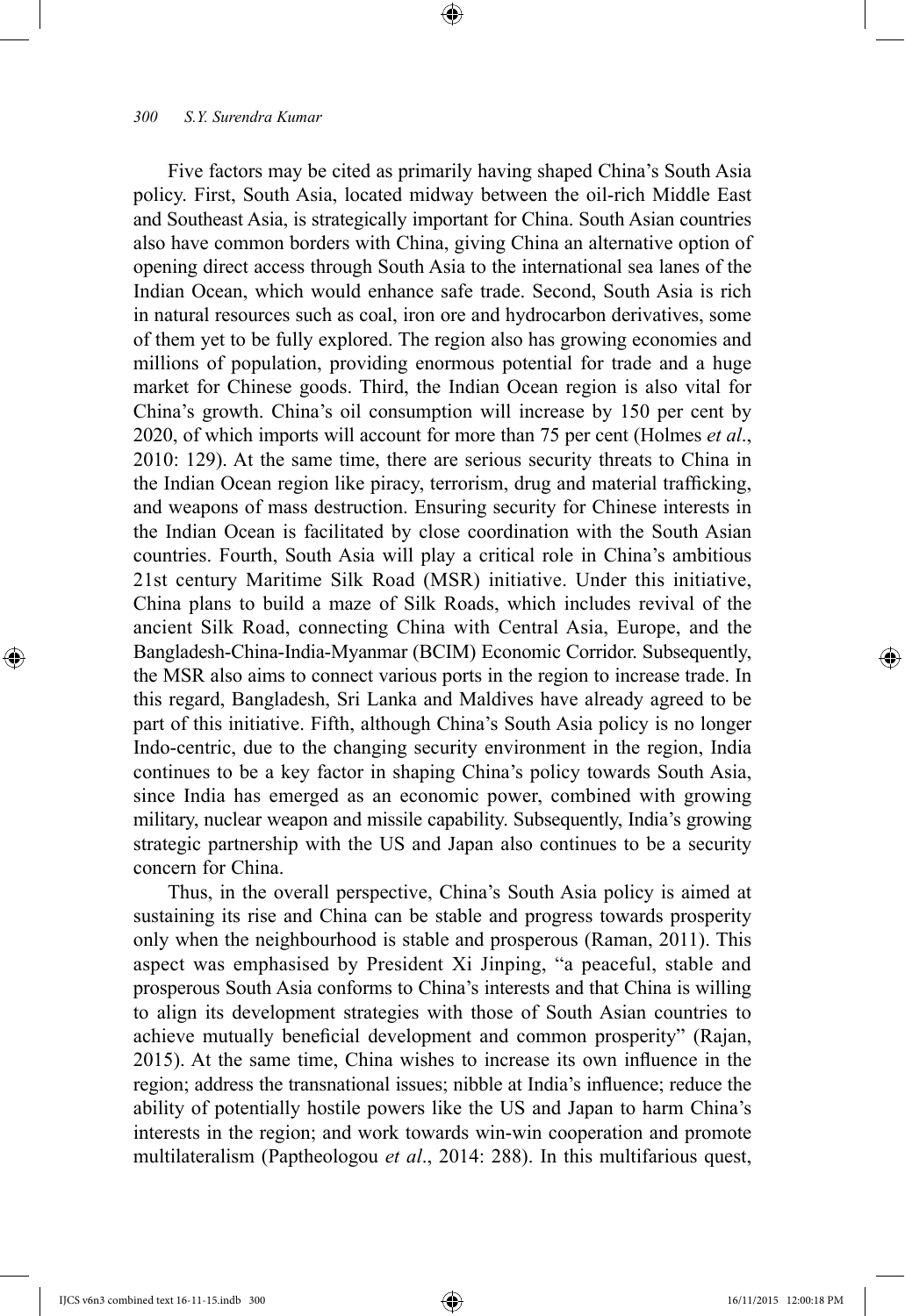Five factors may be cited as primarily having shaped China's South Asia policy. First, South Asia, located midway between the oil-rich Middle East and Southeast Asia, is strategically important for China. South Asian countries also have common borders with China, giving China an alternative option of opening direct access through South Asia to the international sea lanes of the Indian Ocean, which would enhance safe trade. Second, South Asia is rich in natural resources such as coal, iron ore and hydrocarbon derivatives, some of them yet to be fully explored. The region also has growing economies and millions of population, providing enormous potential for trade and a huge market for Chinese goods. Third, the Indian Ocean region is also vital for China's growth. China's oil consumption will increase by 150 per cent by 2020, of which imports will account for more than 75 per cent (Holmes *et al*., 2010: 129). At the same time, there are serious security threats to China in the Indian Ocean region like piracy, terrorism, drug and material trafficking, and weapons of mass destruction. Ensuring security for Chinese interests in the Indian Ocean is facilitated by close coordination with the South Asian countries. Fourth, South Asia will play a critical role in China's ambitious 21st century Maritime Silk Road (MSR) initiative. Under this initiative, China plans to build a maze of Silk Roads, which includes revival of the ancient Silk Road, connecting China with Central Asia, Europe, and the Bangladesh-China-India-Myanmar (BCIM) Economic Corridor. Subsequently, the MSR also aims to connect various ports in the region to increase trade. In this regard, Bangladesh, Sri Lanka and Maldives have already agreed to be part of this initiative. Fifth, although China's South Asia policy is no longer Indo-centric, due to the changing security environment in the region, India continues to be a key factor in shaping China's policy towards South Asia, since India has emerged as an economic power, combined with growing military, nuclear weapon and missile capability. Subsequently, India's growing strategic partnership with the US and Japan also continues to be a security concern for China.

Thus, in the overall perspective, China's South Asia policy is aimed at sustaining its rise and China can be stable and progress towards prosperity only when the neighbourhood is stable and prosperous (Raman, 2011). This aspect was emphasised by President Xi Jinping, "a peaceful, stable and prosperous South Asia conforms to China's interests and that China is willing to align its development strategies with those of South Asian countries to achieve mutually beneficial development and common prosperity" (Rajan, 2015). At the same time, China wishes to increase its own influence in the region; address the transnational issues; nibble at India's influence; reduce the ability of potentially hostile powers like the US and Japan to harm China's interests in the region; and work towards win-win cooperation and promote multilateralism (Paptheologou *et al*., 2014: 288). In this multifarious quest,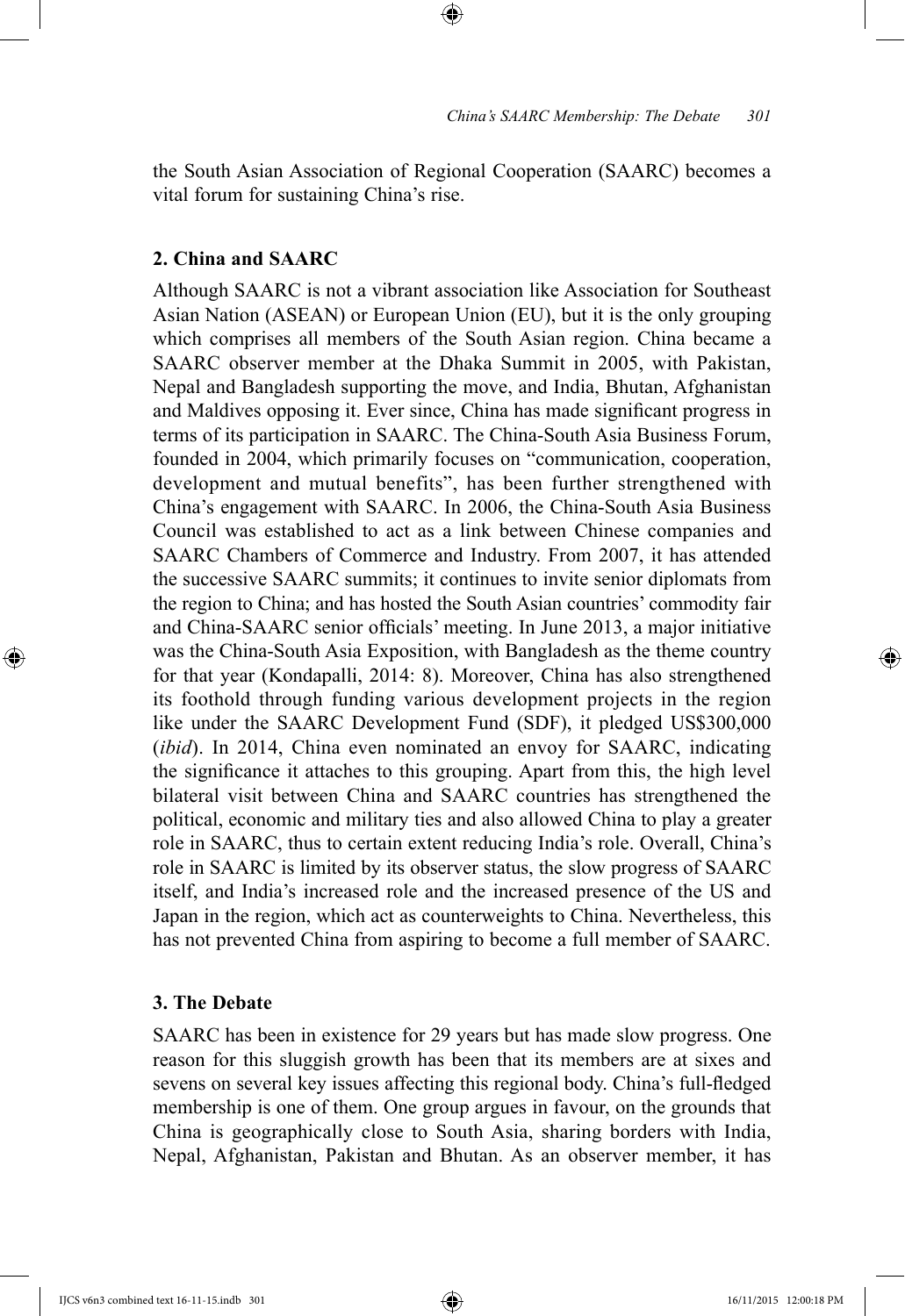the South Asian Association of Regional Cooperation (SAARC) becomes a vital forum for sustaining China's rise.

## 2. China and SAARC

Although SAARC is not a vibrant association like Association for Southeast Asian Nation (ASEAN) or European Union (EU), but it is the only grouping which comprises all members of the South Asian region. China became a SAARC observer member at the Dhaka Summit in 2005, with Pakistan, Nepal and Bangladesh supporting the move, and India, Bhutan, Afghanistan and Maldives opposing it. Ever since, China has made significant progress in terms of its participation in SAARC. The China-South Asia Business Forum, founded in 2004, which primarily focuses on "communication, cooperation, development and mutual benefits", has been further strengthened with China's engagement with SAARC. In 2006, the China-South Asia Business Council was established to act as a link between Chinese companies and SAARC Chambers of Commerce and Industry. From 2007, it has attended the successive SAARC summits; it continues to invite senior diplomats from the region to China; and has hosted the South Asian countries' commodity fair and China-SAARC senior officials' meeting. In June 2013, a major initiative was the China-South Asia Exposition, with Bangladesh as the theme country for that year (Kondapalli, 2014: 8). Moreover, China has also strengthened its foothold through funding various development projects in the region like under the SAARC Development Fund (SDF), it pledged US$300,000 (*ibid*). In 2014, China even nominated an envoy for SAARC, indicating the significance it attaches to this grouping. Apart from this, the high level bilateral visit between China and SAARC countries has strengthened the political, economic and military ties and also allowed China to play a greater role in SAARC, thus to certain extent reducing India's role. Overall, China's role in SAARC is limited by its observer status, the slow progress of SAARC itself, and India's increased role and the increased presence of the US and Japan in the region, which act as counterweights to China. Nevertheless, this has not prevented China from aspiring to become a full member of SAARC.

## 3. The Debate

SAARC has been in existence for 29 years but has made slow progress. One reason for this sluggish growth has been that its members are at sixes and sevens on several key issues affecting this regional body. China's full-fledged membership is one of them. One group argues in favour, on the grounds that China is geographically close to South Asia, sharing borders with India, Nepal, Afghanistan, Pakistan and Bhutan. As an observer member, it has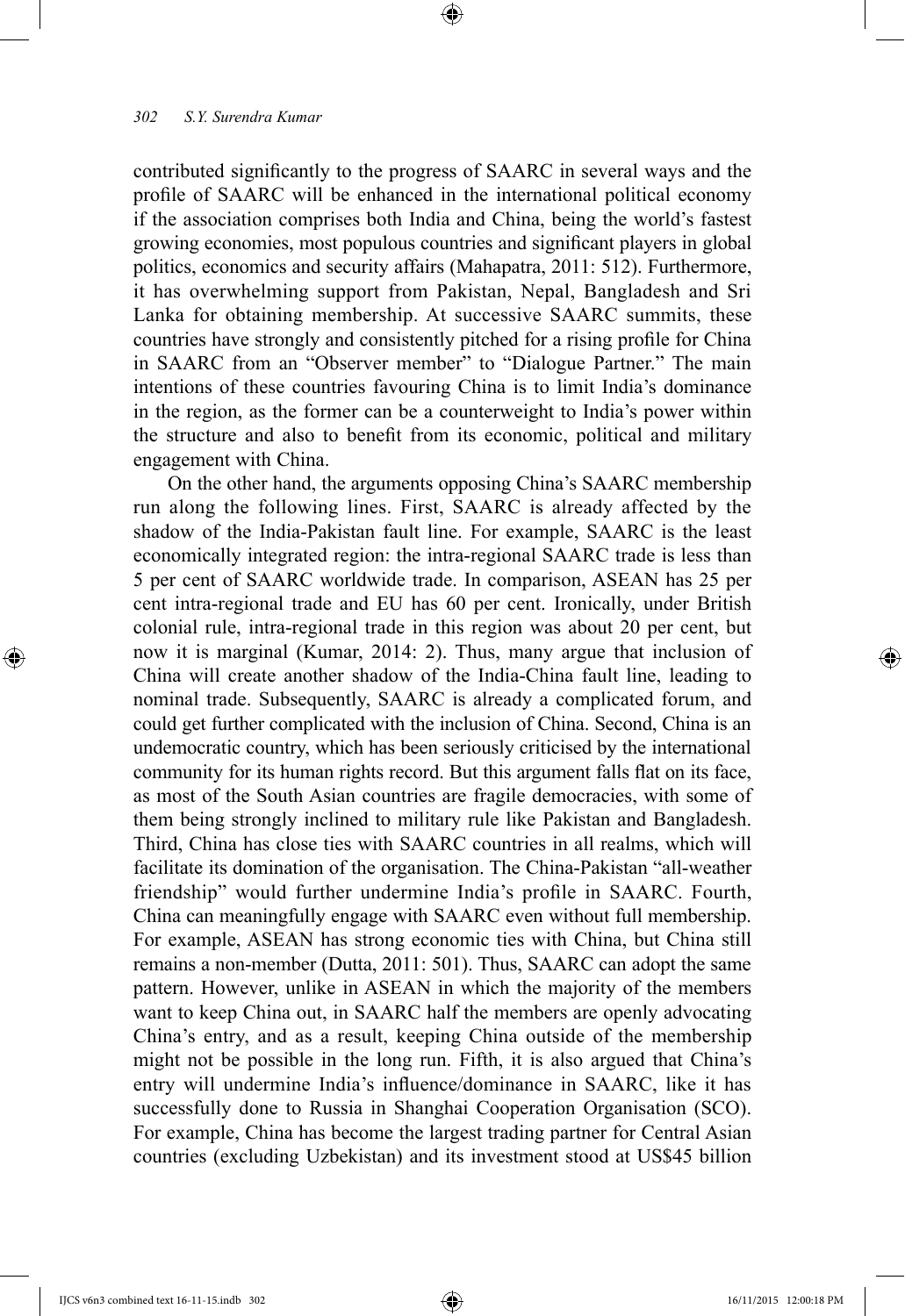contributed significantly to the progress of SAARC in several ways and the profile of SAARC will be enhanced in the international political economy if the association comprises both India and China, being the world's fastest growing economies, most populous countries and significant players in global politics, economics and security affairs (Mahapatra, 2011: 512). Furthermore, it has overwhelming support from Pakistan, Nepal, Bangladesh and Sri Lanka for obtaining membership. At successive SAARC summits, these countries have strongly and consistently pitched for a rising profile for China in SAARC from an "Observer member" to "Dialogue Partner." The main intentions of these countries favouring China is to limit India's dominance in the region, as the former can be a counterweight to India's power within the structure and also to benefit from its economic, political and military engagement with China.

On the other hand, the arguments opposing China's SAARC membership run along the following lines. First, SAARC is already affected by the shadow of the India-Pakistan fault line. For example, SAARC is the least economically integrated region: the intra-regional SAARC trade is less than 5 per cent of SAARC worldwide trade. In comparison, ASEAN has 25 per cent intra-regional trade and EU has 60 per cent. Ironically, under British colonial rule, intra-regional trade in this region was about 20 per cent, but now it is marginal (Kumar, 2014: 2). Thus, many argue that inclusion of China will create another shadow of the India-China fault line, leading to nominal trade. Subsequently, SAARC is already a complicated forum, and could get further complicated with the inclusion of China. Second, China is an undemocratic country, which has been seriously criticised by the international community for its human rights record. But this argument falls flat on its face, as most of the South Asian countries are fragile democracies, with some of them being strongly inclined to military rule like Pakistan and Bangladesh. Third, China has close ties with SAARC countries in all realms, which will facilitate its domination of the organisation. The China-Pakistan "all-weather friendship" would further undermine India's profile in SAARC. Fourth, China can meaningfully engage with SAARC even without full membership. For example, ASEAN has strong economic ties with China, but China still remains a non-member (Dutta, 2011: 501). Thus, SAARC can adopt the same pattern. However, unlike in ASEAN in which the majority of the members want to keep China out, in SAARC half the members are openly advocating China's entry, and as a result, keeping China outside of the membership might not be possible in the long run. Fifth, it is also argued that China's entry will undermine India's influence/dominance in SAARC, like it has successfully done to Russia in Shanghai Cooperation Organisation (SCO). For example, China has become the largest trading partner for Central Asian countries (excluding Uzbekistan) and its investment stood at US$45 billion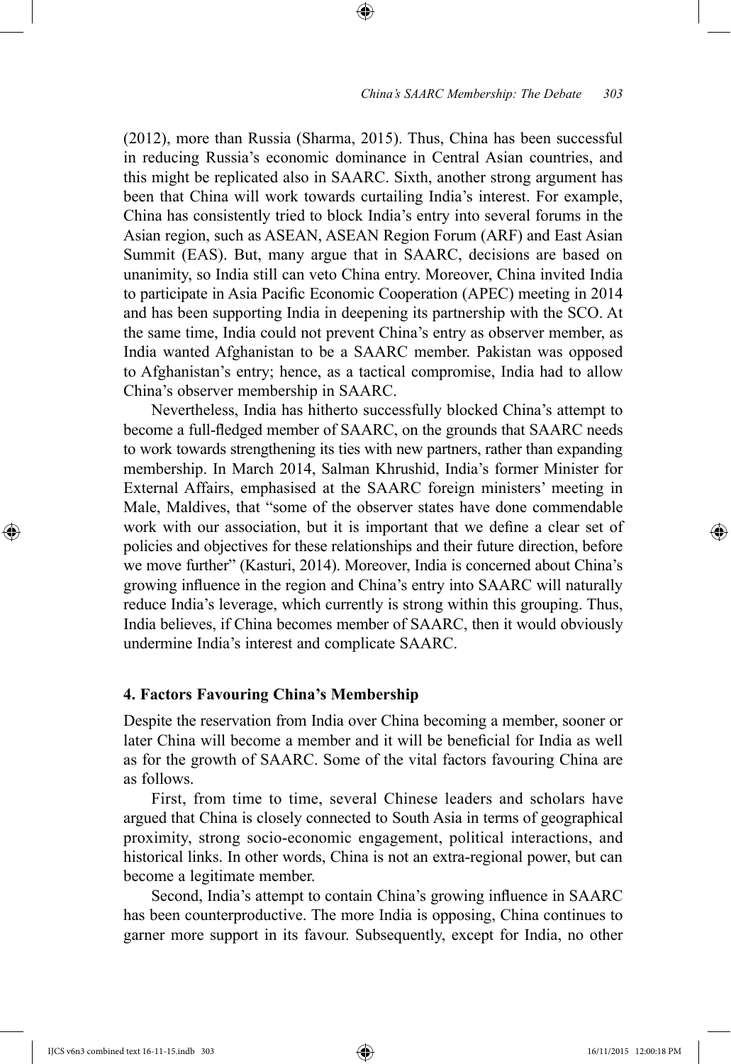(2012), more than Russia (Sharma, 2015). Thus, China has been successful in reducing Russia's economic dominance in Central Asian countries, and this might be replicated also in SAARC. Sixth, another strong argument has been that China will work towards curtailing India's interest. For example, China has consistently tried to block India's entry into several forums in the Asian region, such as ASEAN, ASEAN Region Forum (ARF) and East Asian Summit (EAS). But, many argue that in SAARC, decisions are based on unanimity, so India still can veto China entry. Moreover, China invited India to participate in Asia Pacific Economic Cooperation (APEC) meeting in 2014 and has been supporting India in deepening its partnership with the SCO. At the same time, India could not prevent China's entry as observer member, as India wanted Afghanistan to be a SAARC member. Pakistan was opposed to Afghanistan's entry; hence, as a tactical compromise, India had to allow China's observer membership in SAARC.

Nevertheless, India has hitherto successfully blocked China's attempt to become a full-fledged member of SAARC, on the grounds that SAARC needs to work towards strengthening its ties with new partners, rather than expanding membership. In March 2014, Salman Khrushid, India's former Minister for External Affairs, emphasised at the SAARC foreign ministers' meeting in Male, Maldives, that "some of the observer states have done commendable work with our association, but it is important that we define a clear set of policies and objectives for these relationships and their future direction, before we move further" (Kasturi, 2014). Moreover, India is concerned about China's growing influence in the region and China's entry into SAARC will naturally reduce India's leverage, which currently is strong within this grouping. Thus, India believes, if China becomes member of SAARC, then it would obviously undermine India's interest and complicate SAARC.

## 4. Factors Favouring China's Membership

Despite the reservation from India over China becoming a member, sooner or later China will become a member and it will be beneficial for India as well as for the growth of SAARC. Some of the vital factors favouring China are as follows.

First, from time to time, several Chinese leaders and scholars have argued that China is closely connected to South Asia in terms of geographical proximity, strong socio-economic engagement, political interactions, and historical links. In other words, China is not an extra-regional power, but can become a legitimate member.

Second, India's attempt to contain China's growing influence in SAARC has been counterproductive. The more India is opposing, China continues to garner more support in its favour. Subsequently, except for India, no other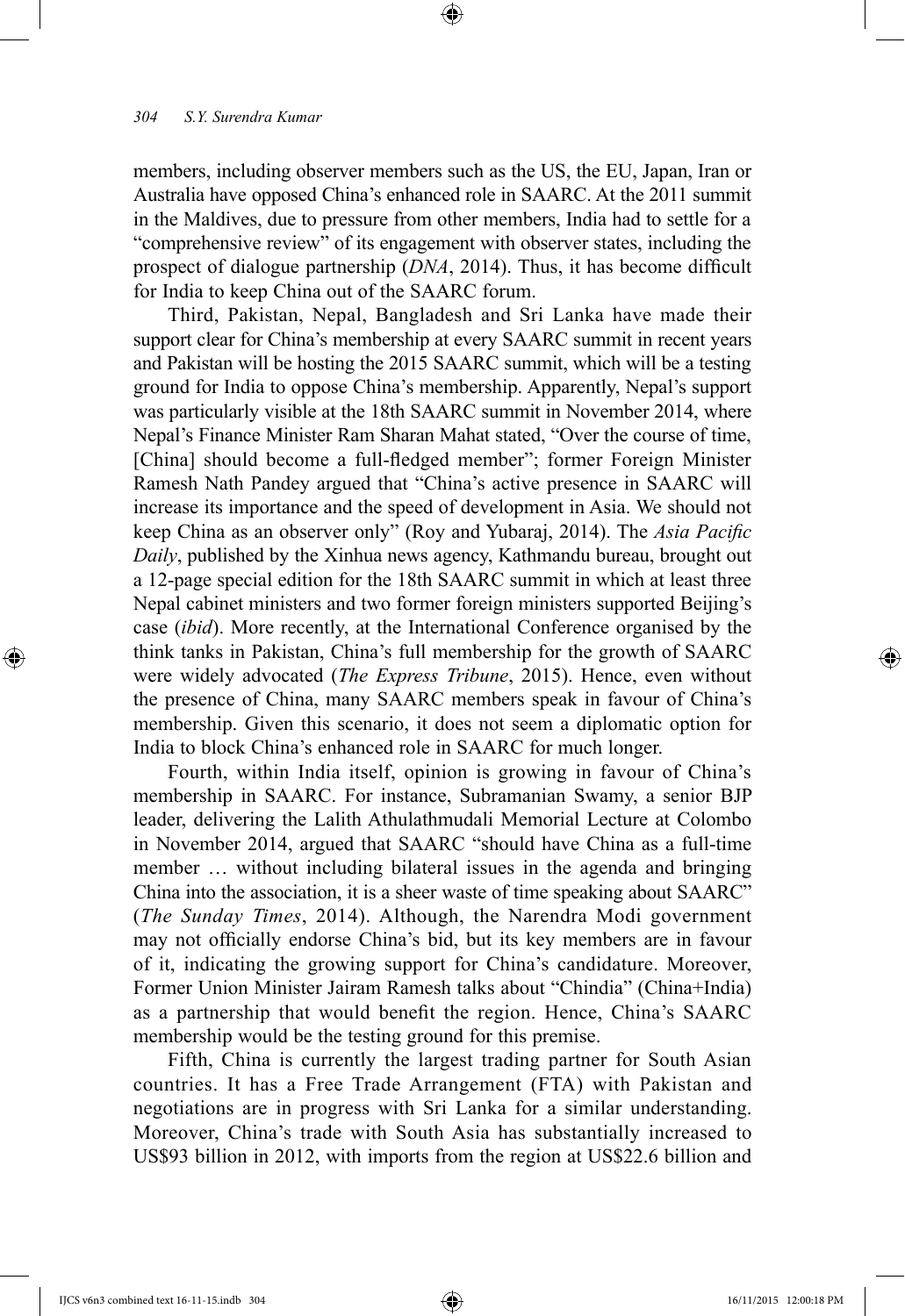members, including observer members such as the US, the EU, Japan, Iran or Australia have opposed China's enhanced role in SAARC. At the 2011 summit in the Maldives, due to pressure from other members, India had to settle for a "comprehensive review" of its engagement with observer states, including the prospect of dialogue partnership (*DNA*, 2014). Thus, it has become difficult for India to keep China out of the SAARC forum.

Third, Pakistan, Nepal, Bangladesh and Sri Lanka have made their support clear for China's membership at every SAARC summit in recent years and Pakistan will be hosting the 2015 SAARC summit, which will be a testing ground for India to oppose China's membership. Apparently, Nepal's support was particularly visible at the 18th SAARC summit in November 2014, where Nepal's Finance Minister Ram Sharan Mahat stated, "Over the course of time, [China] should become a full-fledged member"; former Foreign Minister Ramesh Nath Pandey argued that "China's active presence in SAARC will increase its importance and the speed of development in Asia. We should not keep China as an observer only" (Roy and Yubaraj, 2014). The *Asia Pacific Daily*, published by the Xinhua news agency, Kathmandu bureau, brought out a 12-page special edition for the 18th SAARC summit in which at least three Nepal cabinet ministers and two former foreign ministers supported Beijing's case (*ibid*). More recently, at the International Conference organised by the think tanks in Pakistan, China's full membership for the growth of SAARC were widely advocated (*The Express Tribune*, 2015). Hence, even without the presence of China, many SAARC members speak in favour of China's membership. Given this scenario, it does not seem a diplomatic option for India to block China's enhanced role in SAARC for much longer.

Fourth, within India itself, opinion is growing in favour of China's membership in SAARC. For instance, Subramanian Swamy, a senior BJP leader, delivering the Lalith Athulathmudali Memorial Lecture at Colombo in November 2014, argued that SAARC "should have China as a full-time member … without including bilateral issues in the agenda and bringing China into the association, it is a sheer waste of time speaking about SAARC" (*The Sunday Times*, 2014). Although, the Narendra Modi government may not officially endorse China's bid, but its key members are in favour of it, indicating the growing support for China's candidature. Moreover, Former Union Minister Jairam Ramesh talks about "Chindia" (China+India) as a partnership that would benefit the region. Hence, China's SAARC membership would be the testing ground for this premise.

Fifth, China is currently the largest trading partner for South Asian countries. It has a Free Trade Arrangement (FTA) with Pakistan and negotiations are in progress with Sri Lanka for a similar understanding. Moreover, China's trade with South Asia has substantially increased to US$93 billion in 2012, with imports from the region at US$22.6 billion and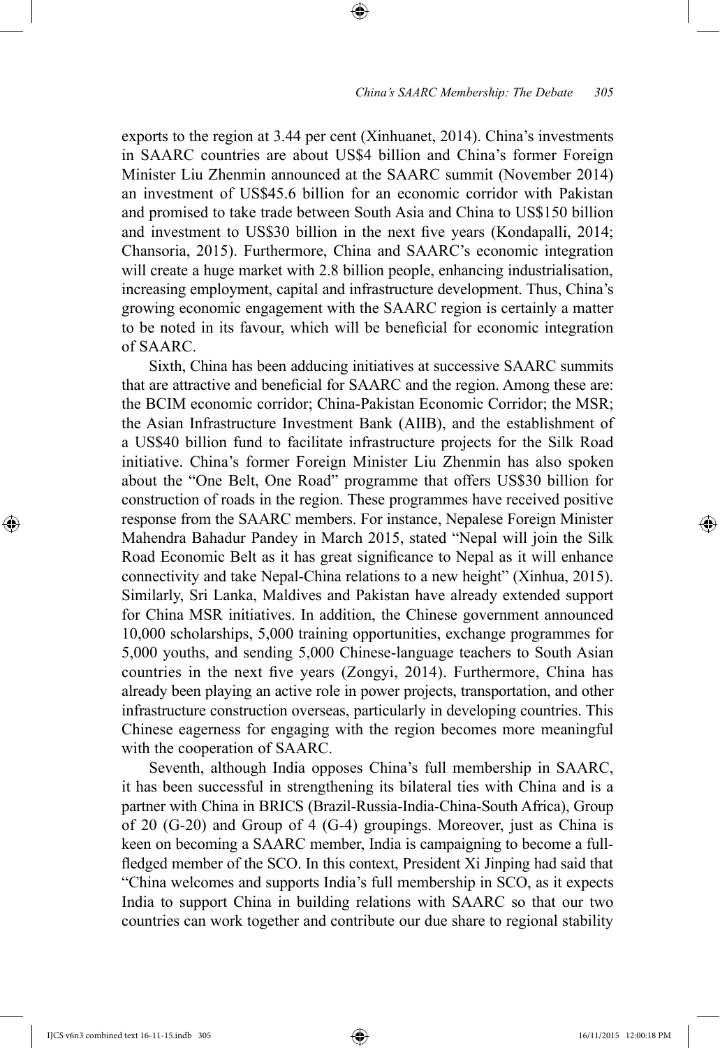exports to the region at 3.44 per cent (Xinhuanet, 2014). China's investments in SAARC countries are about US$4 billion and China's former Foreign Minister Liu Zhenmin announced at the SAARC summit (November 2014) an investment of US$45.6 billion for an economic corridor with Pakistan and promised to take trade between South Asia and China to US$150 billion and investment to US$30 billion in the next five years (Kondapalli, 2014; Chansoria, 2015). Furthermore, China and SAARC's economic integration will create a huge market with 2.8 billion people, enhancing industrialisation, increasing employment, capital and infrastructure development. Thus, China's growing economic engagement with the SAARC region is certainly a matter to be noted in its favour, which will be beneficial for economic integration of SAARC.

Sixth, China has been adducing initiatives at successive SAARC summits that are attractive and beneficial for SAARC and the region. Among these are: the BCIM economic corridor; China-Pakistan Economic Corridor; the MSR; the Asian Infrastructure Investment Bank (AIIB), and the establishment of a US$40 billion fund to facilitate infrastructure projects for the Silk Road initiative. China's former Foreign Minister Liu Zhenmin has also spoken about the "One Belt, One Road" programme that offers US$30 billion for construction of roads in the region. These programmes have received positive response from the SAARC members. For instance, Nepalese Foreign Minister Mahendra Bahadur Pandey in March 2015, stated "Nepal will join the Silk Road Economic Belt as it has great significance to Nepal as it will enhance connectivity and take Nepal-China relations to a new height" (Xinhua, 2015). Similarly, Sri Lanka, Maldives and Pakistan have already extended support for China MSR initiatives. In addition, the Chinese government announced 10,000 scholarships, 5,000 training opportunities, exchange programmes for 5,000 youths, and sending 5,000 Chinese-language teachers to South Asian countries in the next five years (Zongyi, 2014). Furthermore, China has already been playing an active role in power projects, transportation, and other infrastructure construction overseas, particularly in developing countries. This Chinese eagerness for engaging with the region becomes more meaningful with the cooperation of SAARC.

Seventh, although India opposes China's full membership in SAARC, it has been successful in strengthening its bilateral ties with China and is a partner with China in BRICS (Brazil-Russia-India-China-South Africa), Group of 20 (G-20) and Group of 4 (G-4) groupings. Moreover, just as China is keen on becoming a SAARC member, India is campaigning to become a full-fledged member of the SCO. In this context, President Xi Jinping had said that "China welcomes and supports India's full membership in SCO, as it expects India to support China in building relations with SAARC so that our two countries can work together and contribute our due share to regional stability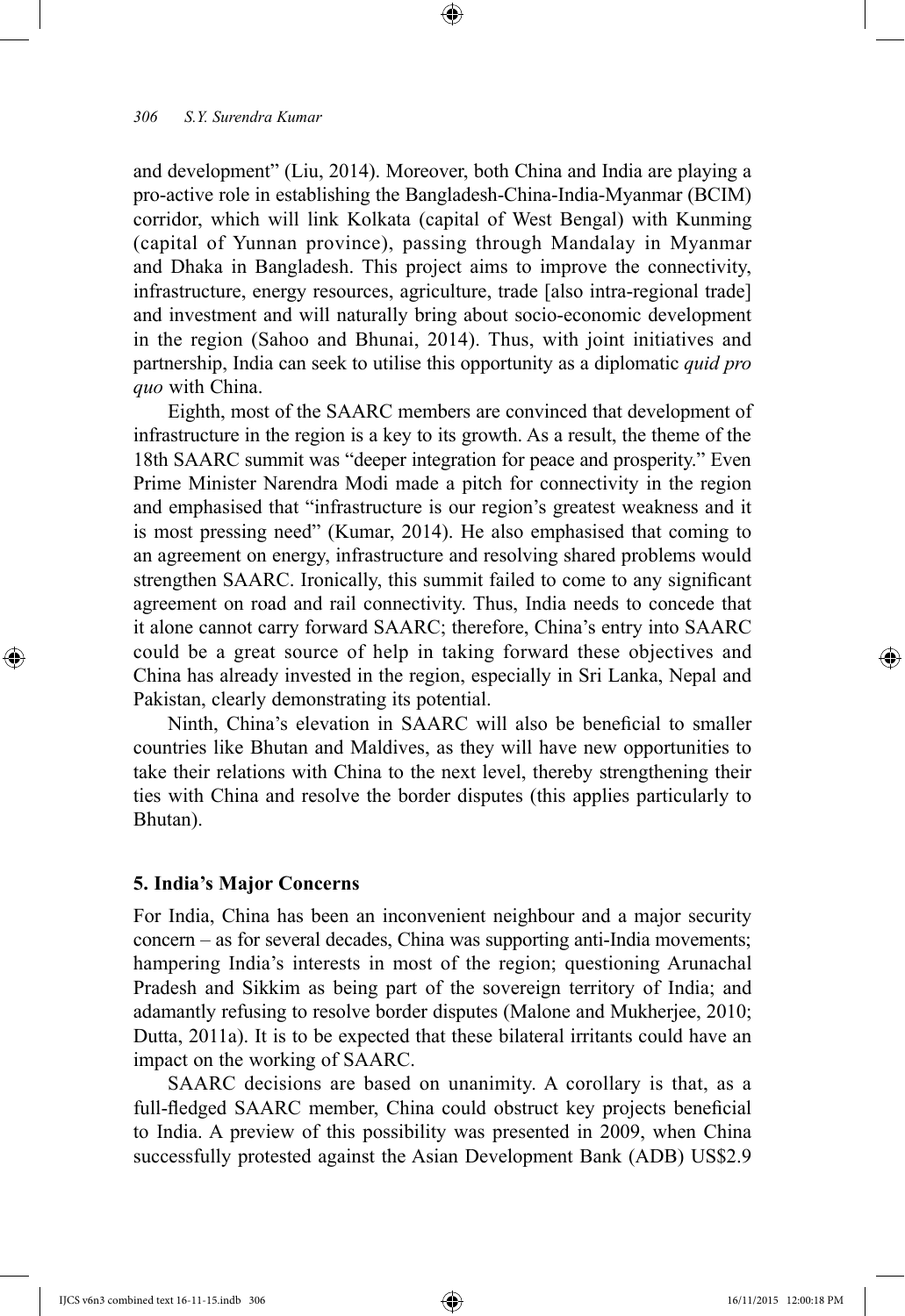and development" (Liu, 2014). Moreover, both China and India are playing a pro-active role in establishing the Bangladesh-China-India-Myanmar (BCIM) corridor, which will link Kolkata (capital of West Bengal) with Kunming (capital of Yunnan province), passing through Mandalay in Myanmar and Dhaka in Bangladesh. This project aims to improve the connectivity, infrastructure, energy resources, agriculture, trade [also intra-regional trade] and investment and will naturally bring about socio-economic development in the region (Sahoo and Bhunai, 2014). Thus, with joint initiatives and partnership, India can seek to utilise this opportunity as a diplomatic *quid pro quo* with China.

Eighth, most of the SAARC members are convinced that development of infrastructure in the region is a key to its growth. As a result, the theme of the 18th SAARC summit was "deeper integration for peace and prosperity." Even Prime Minister Narendra Modi made a pitch for connectivity in the region and emphasised that "infrastructure is our region's greatest weakness and it is most pressing need" (Kumar, 2014). He also emphasised that coming to an agreement on energy, infrastructure and resolving shared problems would strengthen SAARC. Ironically, this summit failed to come to any significant agreement on road and rail connectivity. Thus, India needs to concede that it alone cannot carry forward SAARC; therefore, China's entry into SAARC could be a great source of help in taking forward these objectives and China has already invested in the region, especially in Sri Lanka, Nepal and Pakistan, clearly demonstrating its potential.

Ninth, China's elevation in SAARC will also be beneficial to smaller countries like Bhutan and Maldives, as they will have new opportunities to take their relations with China to the next level, thereby strengthening their ties with China and resolve the border disputes (this applies particularly to Bhutan).

## 5. India's Major Concerns

For India, China has been an inconvenient neighbour and a major security concern – as for several decades, China was supporting anti-India movements; hampering India's interests in most of the region; questioning Arunachal Pradesh and Sikkim as being part of the sovereign territory of India; and adamantly refusing to resolve border disputes (Malone and Mukherjee, 2010; Dutta, 2011a). It is to be expected that these bilateral irritants could have an impact on the working of SAARC.

SAARC decisions are based on unanimity. A corollary is that, as a full-fledged SAARC member, China could obstruct key projects beneficial to India. A preview of this possibility was presented in 2009, when China successfully protested against the Asian Development Bank (ADB) US$2.9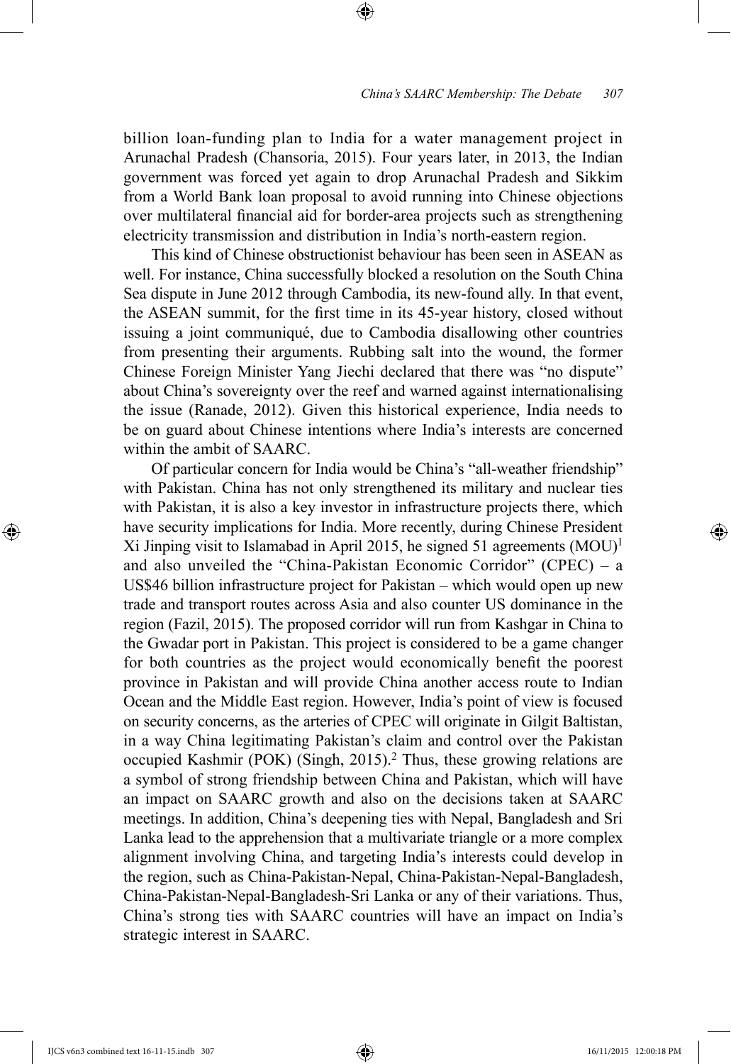billion loan-funding plan to India for a water management project in Arunachal Pradesh (Chansoria, 2015). Four years later, in 2013, the Indian government was forced yet again to drop Arunachal Pradesh and Sikkim from a World Bank loan proposal to avoid running into Chinese objections over multilateral financial aid for border-area projects such as strengthening electricity transmission and distribution in India's north-eastern region.

This kind of Chinese obstructionist behaviour has been seen in ASEAN as well. For instance, China successfully blocked a resolution on the South China Sea dispute in June 2012 through Cambodia, its new-found ally. In that event, the ASEAN summit, for the first time in its 45-year history, closed without issuing a joint communiqué, due to Cambodia disallowing other countries from presenting their arguments. Rubbing salt into the wound, the former Chinese Foreign Minister Yang Jiechi declared that there was "no dispute" about China's sovereignty over the reef and warned against internationalising the issue (Ranade, 2012). Given this historical experience, India needs to be on guard about Chinese intentions where India's interests are concerned within the ambit of SAARC.

Of particular concern for India would be China's "all-weather friendship" with Pakistan. China has not only strengthened its military and nuclear ties with Pakistan, it is also a key investor in infrastructure projects there, which have security implications for India. More recently, during Chinese President Xi Jinping visit to Islamabad in April 2015, he signed 51 agreements (MOU)[1] and also unveiled the "China-Pakistan Economic Corridor" (CPEC) – a US$46 billion infrastructure project for Pakistan – which would open up new trade and transport routes across Asia and also counter US dominance in the region (Fazil, 2015). The proposed corridor will run from Kashgar in China to the Gwadar port in Pakistan. This project is considered to be a game changer for both countries as the project would economically benefit the poorest province in Pakistan and will provide China another access route to Indian Ocean and the Middle East region. However, India's point of view is focused on security concerns, as the arteries of CPEC will originate in Gilgit Baltistan, in a way China legitimating Pakistan's claim and control over the Pakistan occupied Kashmir (POK) (Singh, 2015).[2] Thus, these growing relations are a symbol of strong friendship between China and Pakistan, which will have an impact on SAARC growth and also on the decisions taken at SAARC meetings. In addition, China's deepening ties with Nepal, Bangladesh and Sri Lanka lead to the apprehension that a multivariate triangle or a more complex alignment involving China, and targeting India's interests could develop in the region, such as China-Pakistan-Nepal, China-Pakistan-Nepal-Bangladesh, China-Pakistan-Nepal-Bangladesh-Sri Lanka or any of their variations. Thus, China's strong ties with SAARC countries will have an impact on India's strategic interest in SAARC.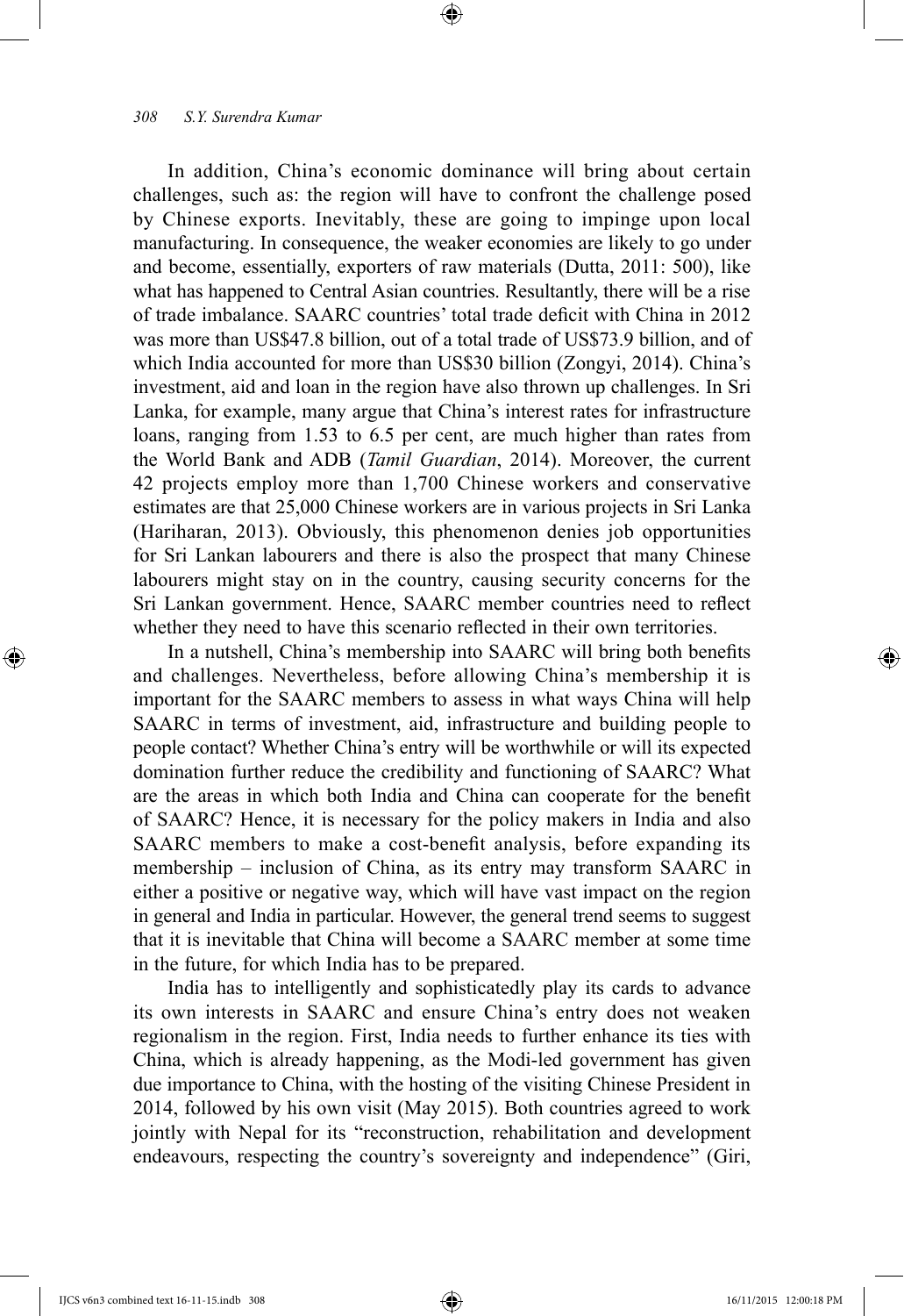In addition, China's economic dominance will bring about certain challenges, such as: the region will have to confront the challenge posed by Chinese exports. Inevitably, these are going to impinge upon local manufacturing. In consequence, the weaker economies are likely to go under and become, essentially, exporters of raw materials (Dutta, 2011: 500), like what has happened to Central Asian countries. Resultantly, there will be a rise of trade imbalance. SAARC countries' total trade deficit with China in 2012 was more than US$47.8 billion, out of a total trade of US$73.9 billion, and of which India accounted for more than US$30 billion (Zongyi, 2014). China's investment, aid and loan in the region have also thrown up challenges. In Sri Lanka, for example, many argue that China's interest rates for infrastructure loans, ranging from 1.53 to 6.5 per cent, are much higher than rates from the World Bank and ADB (*Tamil Guardian*, 2014). Moreover, the current 42 projects employ more than 1,700 Chinese workers and conservative estimates are that 25,000 Chinese workers are in various projects in Sri Lanka (Hariharan, 2013). Obviously, this phenomenon denies job opportunities for Sri Lankan labourers and there is also the prospect that many Chinese labourers might stay on in the country, causing security concerns for the Sri Lankan government. Hence, SAARC member countries need to reflect whether they need to have this scenario reflected in their own territories.

In a nutshell, China's membership into SAARC will bring both benefits and challenges. Nevertheless, before allowing China's membership it is important for the SAARC members to assess in what ways China will help SAARC in terms of investment, aid, infrastructure and building people to people contact? Whether China's entry will be worthwhile or will its expected domination further reduce the credibility and functioning of SAARC? What are the areas in which both India and China can cooperate for the benefit of SAARC? Hence, it is necessary for the policy makers in India and also SAARC members to make a cost-benefit analysis, before expanding its membership – inclusion of China, as its entry may transform SAARC in either a positive or negative way, which will have vast impact on the region in general and India in particular. However, the general trend seems to suggest that it is inevitable that China will become a SAARC member at some time in the future, for which India has to be prepared.

India has to intelligently and sophisticatedly play its cards to advance its own interests in SAARC and ensure China's entry does not weaken regionalism in the region. First, India needs to further enhance its ties with China, which is already happening, as the Modi-led government has given due importance to China, with the hosting of the visiting Chinese President in 2014, followed by his own visit (May 2015). Both countries agreed to work jointly with Nepal for its "reconstruction, rehabilitation and development endeavours, respecting the country's sovereignty and independence" (Giri,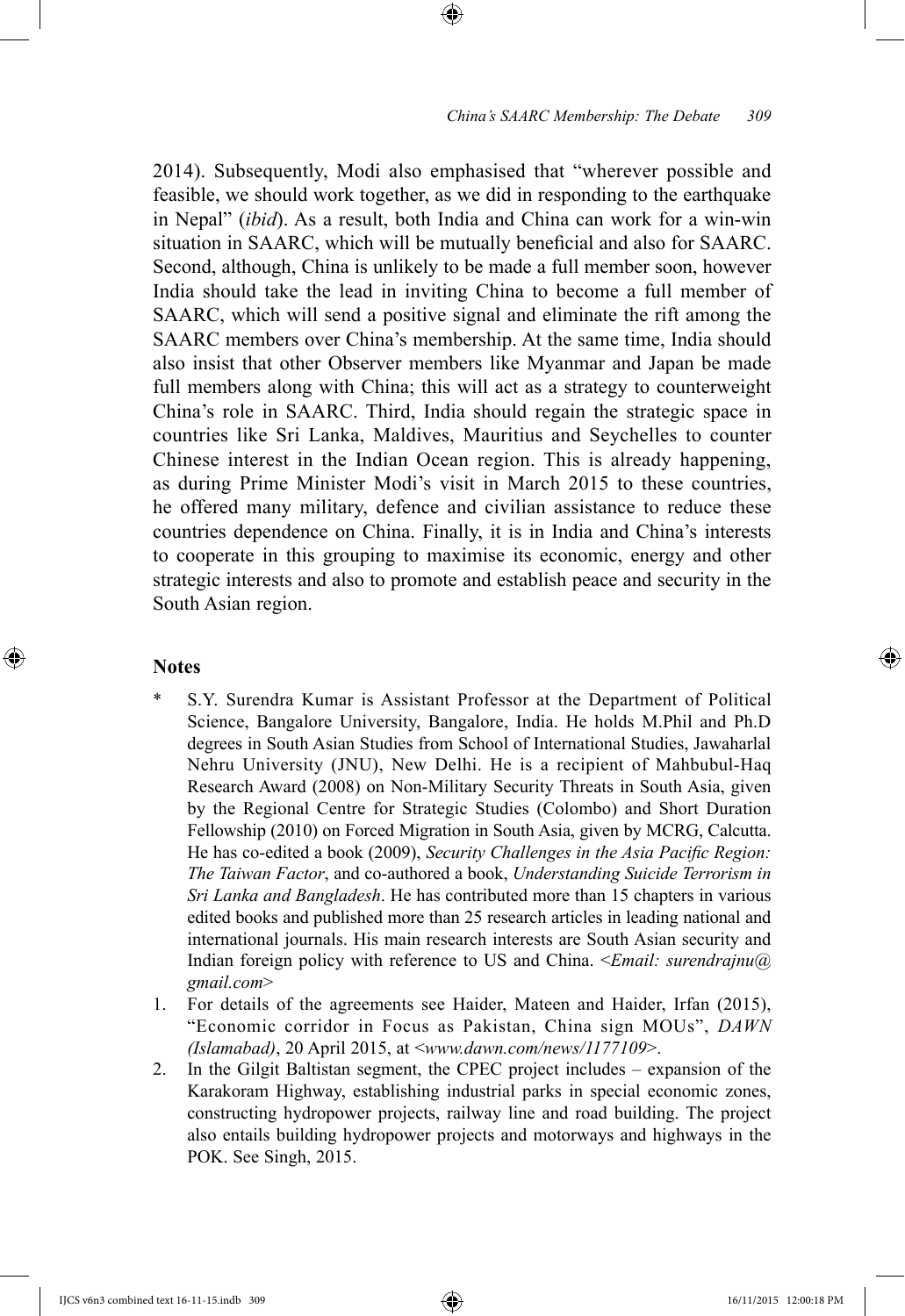2014). Subsequently, Modi also emphasised that "wherever possible and feasible, we should work together, as we did in responding to the earthquake in Nepal" (*ibid*). As a result, both India and China can work for a win-win situation in SAARC, which will be mutually beneficial and also for SAARC. Second, although, China is unlikely to be made a full member soon, however India should take the lead in inviting China to become a full member of SAARC, which will send a positive signal and eliminate the rift among the SAARC members over China's membership. At the same time, India should also insist that other Observer members like Myanmar and Japan be made full members along with China; this will act as a strategy to counterweight China's role in SAARC. Third, India should regain the strategic space in countries like Sri Lanka, Maldives, Mauritius and Seychelles to counter Chinese interest in the Indian Ocean region. This is already happening, as during Prime Minister Modi's visit in March 2015 to these countries, he offered many military, defence and civilian assistance to reduce these countries dependence on China. Finally, it is in India and China's interests to cooperate in this grouping to maximise its economic, energy and other strategic interests and also to promote and establish peace and security in the South Asian region.

## Notes

\* S.Y. Surendra Kumar is Assistant Professor at the Department of Political Science, Bangalore University, Bangalore, India. He holds M.Phil and Ph.D degrees in South Asian Studies from School of International Studies, Jawaharlal Nehru University (JNU), New Delhi. He is a recipient of Mahbubul-Haq Research Award (2008) on Non-Military Security Threats in South Asia, given by the Regional Centre for Strategic Studies (Colombo) and Short Duration Fellowship (2010) on Forced Migration in South Asia, given by MCRG, Calcutta. He has co-edited a book (2009), *Security Challenges in the Asia Pacific Region: The Taiwan Factor*, and co-authored a book, *Understanding Suicide Terrorism in Sri Lanka and Bangladesh*. He has contributed more than 15 chapters in various edited books and published more than 25 research articles in leading national and international journals. His main research interests are South Asian security and Indian foreign policy with reference to US and China. <*Email: surendrajnu@gmail.com*>

1. For details of the agreements see Haider, Mateen and Haider, Irfan (2015), "Economic corridor in Focus as Pakistan, China sign MOUs", *DAWN (Islamabad)*, 20 April 2015, at <*www.dawn.com/news/1177109*>.
2. In the Gilgit Baltistan segment, the CPEC project includes – expansion of the Karakoram Highway, establishing industrial parks in special economic zones, constructing hydropower projects, railway line and road building. The project also entails building hydropower projects and motorways and highways in the POK. See Singh, 2015.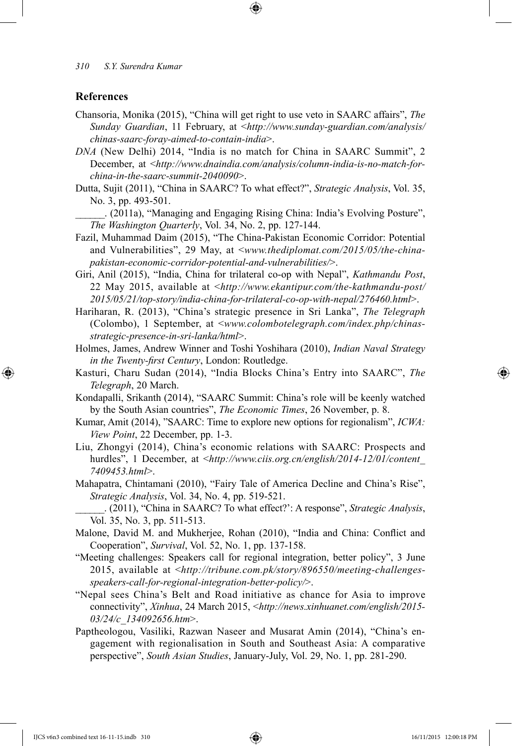## References

Chansoria, Monika (2015), "China will get right to use veto in SAARC affairs", *The Sunday Guardian*, 11 February, at <*http://www.sunday-guardian.com/analysis/chinas-saarc-foray-aimed-to-contain-india*>.

*DNA* (New Delhi) 2014, "India is no match for China in SAARC Summit", 2 December, at <*http://www.dnaindia.com/analysis/column-india-is-no-match-for-china-in-the-saarc-summit-2040090*>.

Dutta, Sujit (2011), "China in SAARC? To what effect?", *Strategic Analysis*, Vol. 35, No. 3, pp. 493-501.

______. (2011a), "Managing and Engaging Rising China: India's Evolving Posture", *The Washington Quarterly*, Vol. 34, No. 2, pp. 127-144.

Fazil, Muhammad Daim (2015), "The China-Pakistan Economic Corridor: Potential and Vulnerabilities", 29 May, at <*www.thediplomat.com/2015/05/the-china-pakistan-economic-corridor-potential-and-vulnerabilities/*>.

Giri, Anil (2015), "India, China for trilateral co-op with Nepal", *Kathmandu Post*, 22 May 2015, available at <*http://www.ekantipur.com/the-kathmandu-post/2015/05/21/top-story/india-china-for-trilateral-co-op-with-nepal/276460.html*>.

Hariharan, R. (2013), "China's strategic presence in Sri Lanka", *The Telegraph* (Colombo), 1 September, at <*www.colombotelegraph.com/index.php/chinas-strategic-presence-in-sri-lanka/html*>.

Holmes, James, Andrew Winner and Toshi Yoshihara (2010), *Indian Naval Strategy in the Twenty-first Century*, London: Routledge.

Kasturi, Charu Sudan (2014), "India Blocks China's Entry into SAARC", *The Telegraph*, 20 March.

Kondapalli, Srikanth (2014), "SAARC Summit: China's role will be keenly watched by the South Asian countries", *The Economic Times*, 26 November, p. 8.

Kumar, Amit (2014), "SAARC: Time to explore new options for regionalism", *ICWA: View Point*, 22 December, pp. 1-3.

Liu, Zhongyi (2014), China's economic relations with SAARC: Prospects and hurdles", 1 December, at <*http://www.ciis.org.cn/english/2014-12/01/content_7409453.html*>.

Mahapatra, Chintamani (2010), "Fairy Tale of America Decline and China's Rise", *Strategic Analysis*, Vol. 34, No. 4, pp. 519-521.

______. (2011), "China in SAARC? To what effect?': A response", *Strategic Analysis*, Vol. 35, No. 3, pp. 511-513.

Malone, David M. and Mukherjee, Rohan (2010), "India and China: Conflict and Cooperation", *Survival*, Vol. 52, No. 1, pp. 137-158.

"Meeting challenges: Speakers call for regional integration, better policy", 3 June 2015, available at <*http://tribune.com.pk/story/896550/meeting-challenges-speakers-call-for-regional-integration-better-policy/*>.

"Nepal sees China's Belt and Road initiative as chance for Asia to improve connectivity", *Xinhua*, 24 March 2015, <*http://news.xinhuanet.com/english/2015-03/24/c_134092656.htm*>.

Paptheologou, Vasiliki, Razwan Naseer and Musarat Amin (2014), "China's engagement with regionalisation in South and Southeast Asia: A comparative perspective", *South Asian Studies*, January-July, Vol. 29, No. 1, pp. 281-290.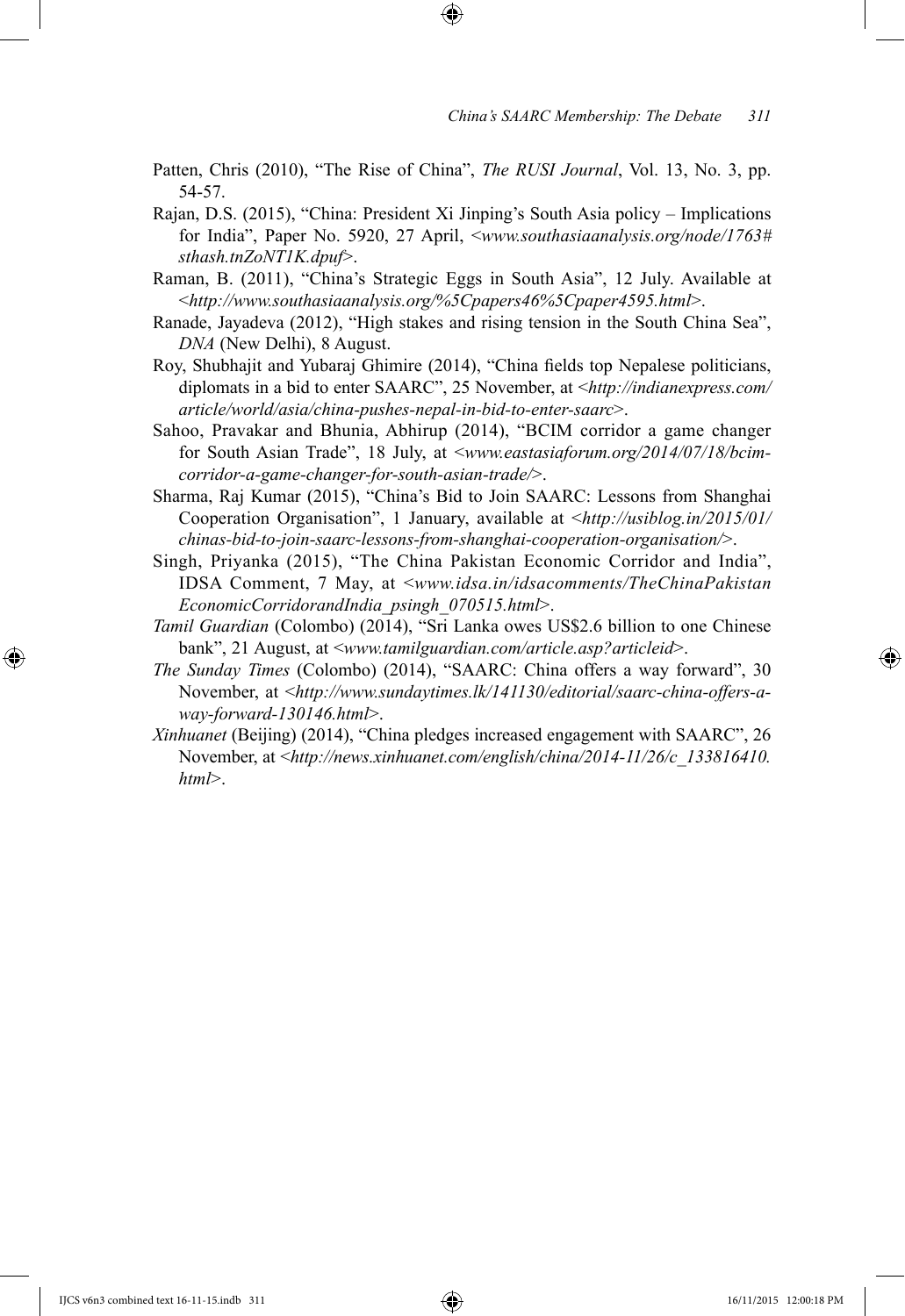Patten, Chris (2010), "The Rise of China", *The RUSI Journal*, Vol. 13, No. 3, pp. 54-57.

Rajan, D.S. (2015), "China: President Xi Jinping's South Asia policy – Implications for India", Paper No. 5920, 27 April, <*www.southasiaanalysis.org/node/1763#sthash.tnZoNT1K.dpuf*>.

Raman, B. (2011), "China's Strategic Eggs in South Asia", 12 July. Available at <*http://www.southasiaanalysis.org/%5Cpapers46%5Cpaper4595.html*>.

Ranade, Jayadeva (2012), "High stakes and rising tension in the South China Sea", *DNA* (New Delhi), 8 August.

Roy, Shubhajit and Yubaraj Ghimire (2014), "China fields top Nepalese politicians, diplomats in a bid to enter SAARC", 25 November, at <*http://indianexpress.com/article/world/asia/china-pushes-nepal-in-bid-to-enter-saarc*>.

Sahoo, Pravakar and Bhunia, Abhirup (2014), "BCIM corridor a game changer for South Asian Trade", 18 July, at <*www.eastasiaforum.org/2014/07/18/bcim-corridor-a-game-changer-for-south-asian-trade/*>.

Sharma, Raj Kumar (2015), "China's Bid to Join SAARC: Lessons from Shanghai Cooperation Organisation", 1 January, available at <*http://usiblog.in/2015/01/chinas-bid-to-join-saarc-lessons-from-shanghai-cooperation-organisation/*>.

Singh, Priyanka (2015), "The China Pakistan Economic Corridor and India", IDSA Comment, 7 May, at <*www.idsa.in/idsacomments/TheChinaPakistanEconomicCorridorandIndia_psingh_070515.html*>.

*Tamil Guardian* (Colombo) (2014), "Sri Lanka owes US$2.6 billion to one Chinese bank", 21 August, at <*www.tamilguardian.com/article.asp?articleid*>.

*The Sunday Times* (Colombo) (2014), "SAARC: China offers a way forward", 30 November, at <*http://www.sundaytimes.lk/141130/editorial/saarc-china-offers-a-way-forward-130146.html*>.

*Xinhuanet* (Beijing) (2014), "China pledges increased engagement with SAARC", 26 November, at <*http://news.xinhuanet.com/english/china/2014-11/26/c_133816410.html*>.